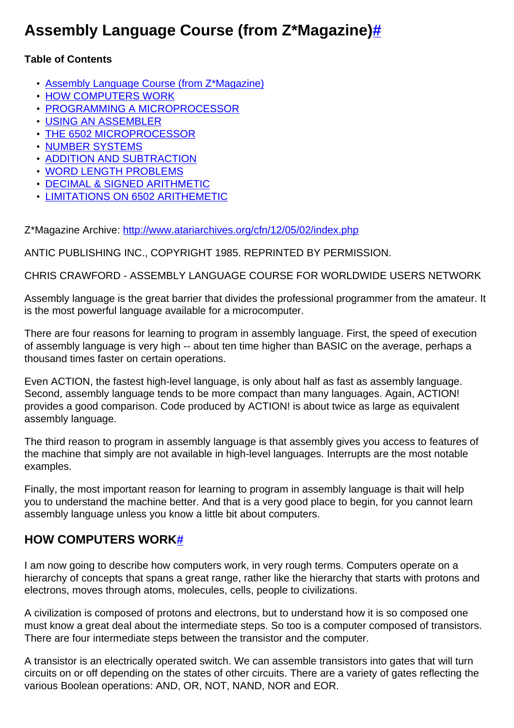# Assembly Language Course (from Z*Magazine)#

**Table of Contents**

- Assembly Language Course (from Z*Magazine)
- HOW COMPUTERS WORK
- PROGRAMMING A MICROPROCESSOR
- USING AN ASSEMBLER
- THE 6502 MICROPROCESSOR
- NUMBER SYSTEMS
- ADDITION AND SUBTRACTION
- WORD LENGTH PROBLEMS
- DECIMAL & SIGNED ARITHMETIC
- LIMITATIONS ON 6502 ARITHEMETIC

Z*Magazine Archive: http://www.atariarchives.org/cfn/12/05/02/index.php

ANTIC PUBLISHING INC., COPYRIGHT 1985. REPRINTED BY PERMISSION.

CHRIS CRAWFORD - ASSEMBLY LANGUAGE COURSE FOR WORLDWIDE USERS NETWORK

Assembly language is the great barrier that divides the professional programmer from the amateur. It is the most powerful language available for a microcomputer.

There are four reasons for learning to program in assembly language. First, the speed of execution of assembly language is very high -- about ten time higher than BASIC on the average, perhaps a thousand times faster on certain operations.

Even ACTION, the fastest high-level language, is only about half as fast as assembly language. Second, assembly language tends to be more compact than many languages. Again, ACTION! provides a good comparison. Code produced by ACTION! is about twice as large as equivalent assembly language.

The third reason to program in assembly language is that assembly gives you access to features of the machine that simply are not available in high-level languages. Interrupts are the most notable examples.

Finally, the most important reason for learning to program in assembly language is thait will help you to understand the machine better. And that is a very good place to begin, for you cannot learn assembly language unless you know a little bit about computers.

## HOW COMPUTERS WORK#

I am now going to describe how computers work, in very rough terms. Computers operate on a hierarchy of concepts that spans a great range, rather like the hierarchy that starts with protons and electrons, moves through atoms, molecules, cells, people to civilizations.

A civilization is composed of protons and electrons, but to understand how it is so composed one must know a great deal about the intermediate steps. So too is a computer composed of transistors. There are four intermediate steps between the transistor and the computer.

A transistor is an electrically operated switch. We can assemble transistors into gates that will turn circuits on or off depending on the states of other circuits. There are a variety of gates reflecting the various Boolean operations: AND, OR, NOT, NAND, NOR and EOR.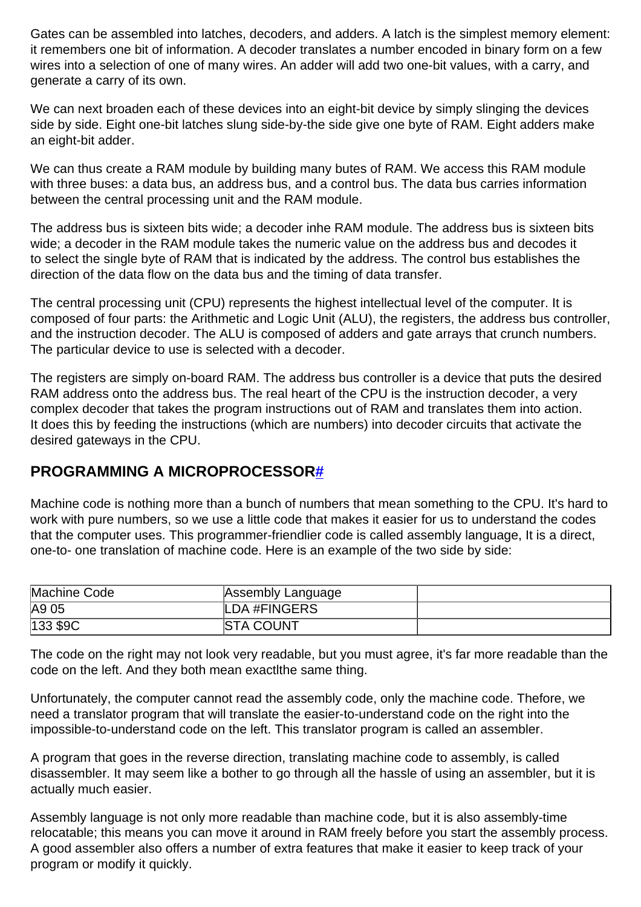Gates can be assembled into latches, decoders, and adders. A latch is the simplest memory element: it remembers one bit of information. A decoder translates a number encoded in binary form on a few wires into a selection of one of many wires. An adder will add two one-bit values, with a carry, and generate a carry of its own.

We can next broaden each of these devices into an eight-bit device by simply slinging the devices side by side. Eight one-bit latches slung side-by-the side give one byte of RAM. Eight adders make an eight-bit adder.

We can thus create a RAM module by building many butes of RAM. We access this RAM module with three buses: a data bus, an address bus, and a control bus. The data bus carries information between the central processing unit and the RAM module.

The address bus is sixteen bits wide; a decoder inhe RAM module. The address bus is sixteen bits wide; a decoder in the RAM module takes the numeric value on the address bus and decodes it to select the single byte of RAM that is indicated by the address. The control bus establishes the direction of the data flow on the data bus and the timing of data transfer.

The central processing unit (CPU) represents the highest intellectual level of the computer. It is composed of four parts: the Arithmetic and Logic Unit (ALU), the registers, the address bus controller, and the instruction decoder. The ALU is composed of adders and gate arrays that crunch numbers. The particular device to use is selected with a decoder.

The registers are simply on-board RAM. The address bus controller is a device that puts the desired RAM address onto the address bus. The real heart of the CPU is the instruction decoder, a very complex decoder that takes the program instructions out of RAM and translates them into action. It does this by feeding the instructions (which are numbers) into decoder circuits that activate the desired gateways in the CPU.

## PROGRAMMING A MICROPROCESSOR#

Machine code is nothing more than a bunch of numbers that mean something to the CPU. It's hard to work with pure numbers, so we use a little code that makes it easier for us to understand the codes that the computer uses. This programmer-friendlier code is called assembly language, It is a direct, one-to- one translation of machine code. Here is an example of the two side by side:

| Machine Code | Assembly Language | |
|---|---|---|
| A9 05 | LDA #FINGERS | |
| 133 $9C | STA COUNT | |

The code on the right may not look very readable, but you must agree, it's far more readable than the code on the left. And they both mean exactlthe same thing.

Unfortunately, the computer cannot read the assembly code, only the machine code. Thefore, we need a translator program that will translate the easier-to-understand code on the right into the impossible-to-understand code on the left. This translator program is called an assembler.

A program that goes in the reverse direction, translating machine code to assembly, is called disassembler. It may seem like a bother to go through all the hassle of using an assembler, but it is actually much easier.

Assembly language is not only more readable than machine code, but it is also assembly-time relocatable; this means you can move it around in RAM freely before you start the assembly process. A good assembler also offers a number of extra features that make it easier to keep track of your program or modify it quickly.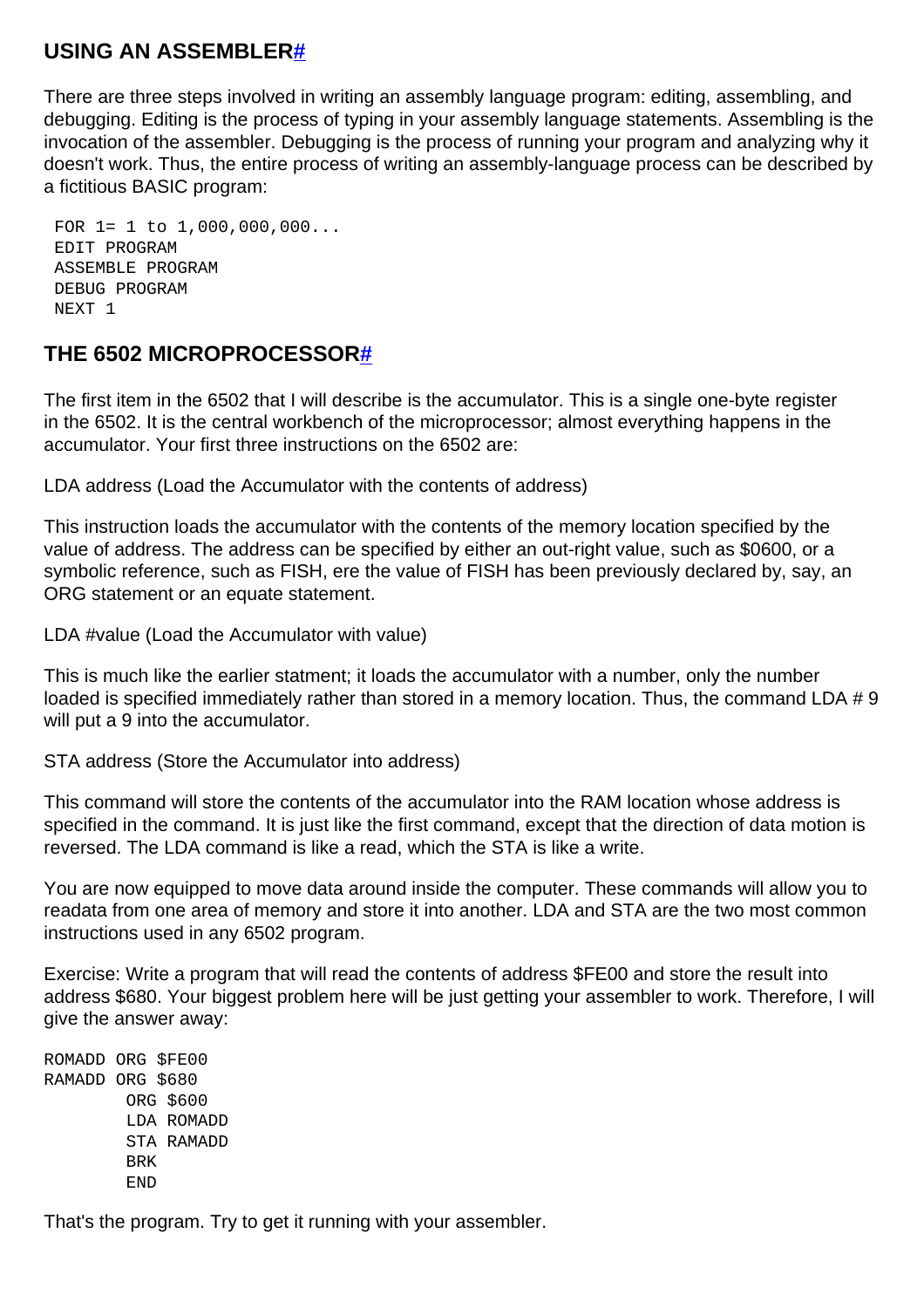## USING AN ASSEMBLER#

There are three steps involved in writing an assembly language program: editing, assembling, and debugging. Editing is the process of typing in your assembly language statements. Assembling is the invocation of the assembler. Debugging is the process of running your program and analyzing why it doesn't work. Thus, the entire process of writing an assembly-language process can be described by a fictitious BASIC program:

```
FOR 1= 1 to 1,000,000,000...
EDIT PROGRAM
ASSEMBLE PROGRAM
DEBUG PROGRAM
NEXT 1
```

## THE 6502 MICROPROCESSOR#

The first item in the 6502 that I will describe is the accumulator. This is a single one-byte register in the 6502. It is the central workbench of the microprocessor; almost everything happens in the accumulator. Your first three instructions on the 6502 are:

LDA address (Load the Accumulator with the contents of address)

This instruction loads the accumulator with the contents of the memory location specified by the value of address. The address can be specified by either an out-right value, such as $0600, or a symbolic reference, such as FISH, ere the value of FISH has been previously declared by, say, an ORG statement or an equate statement.

LDA #value (Load the Accumulator with value)

This is much like the earlier statment; it loads the accumulator with a number, only the number loaded is specified immediately rather than stored in a memory location. Thus, the command LDA # 9 will put a 9 into the accumulator.

STA address (Store the Accumulator into address)

This command will store the contents of the accumulator into the RAM location whose address is specified in the command. It is just like the first command, except that the direction of data motion is reversed. The LDA command is like a read, which the STA is like a write.

You are now equipped to move data around inside the computer. These commands will allow you to readata from one area of memory and store it into another. LDA and STA are the two most common instructions used in any 6502 program.

Exercise: Write a program that will read the contents of address $FE00 and store the result into address $680. Your biggest problem here will be just getting your assembler to work. Therefore, I will give the answer away:

```
ROMADD ORG $FE00
RAMADD ORG $680
        ORG $600
        LDA ROMADD
        STA RAMADD
        BRK
        END
```

That's the program. Try to get it running with your assembler.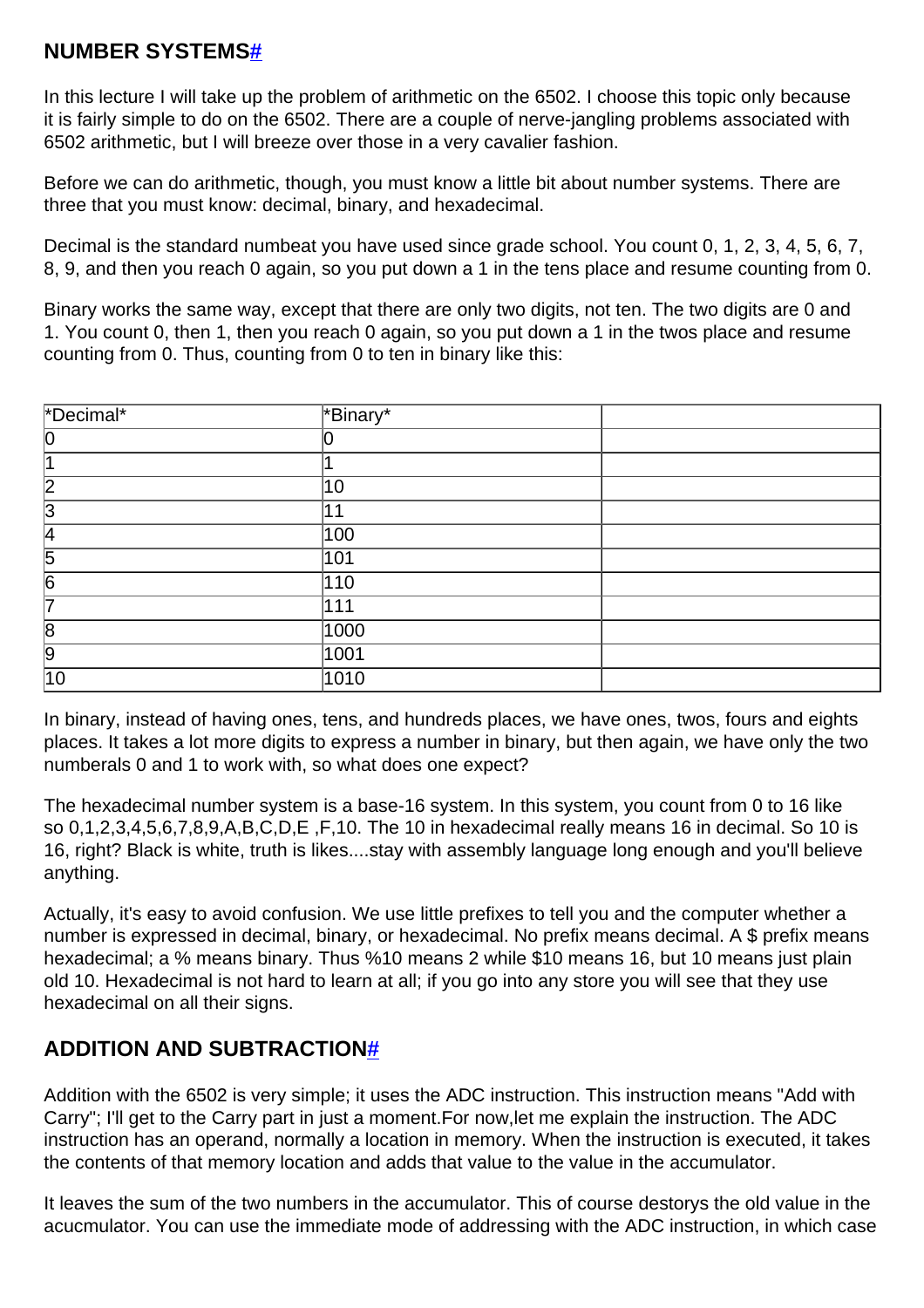## NUMBER SYSTEMS#

In this lecture I will take up the problem of arithmetic on the 6502. I choose this topic only because it is fairly simple to do on the 6502. There are a couple of nerve-jangling problems associated with 6502 arithmetic, but I will breeze over those in a very cavalier fashion.

Before we can do arithmetic, though, you must know a little bit about number systems. There are three that you must know: decimal, binary, and hexadecimal.

Decimal is the standard numbeat you have used since grade school. You count 0, 1, 2, 3, 4, 5, 6, 7, 8, 9, and then you reach 0 again, so you put down a 1 in the tens place and resume counting from 0.

Binary works the same way, except that there are only two digits, not ten. The two digits are 0 and 1. You count 0, then 1, then you reach 0 again, so you put down a 1 in the twos place and resume counting from 0. Thus, counting from 0 to ten in binary like this:

| *Decimal* | *Binary* | |
|---|---|---|
| 0 | 0 | |
| 1 | 1 | |
| 2 | 10 | |
| 3 | 11 | |
| 4 | 100 | |
| 5 | 101 | |
| 6 | 110 | |
| 7 | 111 | |
| 8 | 1000 | |
| 9 | 1001 | |
| 10 | 1010 | |

In binary, instead of having ones, tens, and hundreds places, we have ones, twos, fours and eights places. It takes a lot more digits to express a number in binary, but then again, we have only the two numberals 0 and 1 to work with, so what does one expect?

The hexadecimal number system is a base-16 system. In this system, you count from 0 to 16 like so 0,1,2,3,4,5,6,7,8,9,A,B,C,D,E ,F,10. The 10 in hexadecimal really means 16 in decimal. So 10 is 16, right? Black is white, truth is likes....stay with assembly language long enough and you'll believe anything.

Actually, it's easy to avoid confusion. We use little prefixes to tell you and the computer whether a number is expressed in decimal, binary, or hexadecimal. No prefix means decimal. A $ prefix means hexadecimal; a % means binary. Thus %10 means 2 while $10 means 16, but 10 means just plain old 10. Hexadecimal is not hard to learn at all; if you go into any store you will see that they use hexadecimal on all their signs.

## ADDITION AND SUBTRACTION#

Addition with the 6502 is very simple; it uses the ADC instruction. This instruction means "Add with Carry"; I'll get to the Carry part in just a moment.For now,let me explain the instruction. The ADC instruction has an operand, normally a location in memory. When the instruction is executed, it takes the contents of that memory location and adds that value to the value in the accumulator.

It leaves the sum of the two numbers in the accumulator. This of course destorys the old value in the acucmulator. You can use the immediate mode of addressing with the ADC instruction, in which case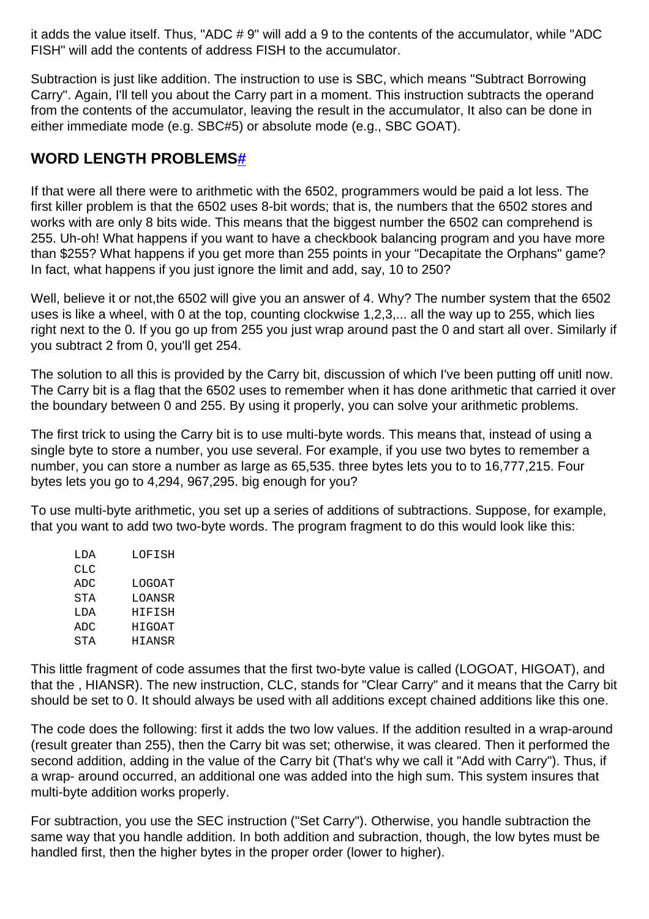it adds the value itself. Thus, "ADC # 9" will add a 9 to the contents of the accumulator, while "ADC FISH" will add the contents of address FISH to the accumulator.

Subtraction is just like addition. The instruction to use is SBC, which means "Subtract Borrowing Carry". Again, I'll tell you about the Carry part in a moment. This instruction subtracts the operand from the contents of the accumulator, leaving the result in the accumulator, It also can be done in either immediate mode (e.g. SBC#5) or absolute mode (e.g., SBC GOAT).

## WORD LENGTH PROBLEMS#

If that were all there were to arithmetic with the 6502, programmers would be paid a lot less. The first killer problem is that the 6502 uses 8-bit words; that is, the numbers that the 6502 stores and works with are only 8 bits wide. This means that the biggest number the 6502 can comprehend is 255. Uh-oh! What happens if you want to have a checkbook balancing program and you have more than $255? What happens if you get more than 255 points in your "Decapitate the Orphans" game? In fact, what happens if you just ignore the limit and add, say, 10 to 250?

Well, believe it or not,the 6502 will give you an answer of 4. Why? The number system that the 6502 uses is like a wheel, with 0 at the top, counting clockwise 1,2,3,... all the way up to 255, which lies right next to the 0. If you go up from 255 you just wrap around past the 0 and start all over. Similarly if you subtract 2 from 0, you'll get 254.

The solution to all this is provided by the Carry bit, discussion of which I've been putting off unitl now. The Carry bit is a flag that the 6502 uses to remember when it has done arithmetic that carried it over the boundary between 0 and 255. By using it properly, you can solve your arithmetic problems.

The first trick to using the Carry bit is to use multi-byte words. This means that, instead of using a single byte to store a number, you use several. For example, if you use two bytes to remember a number, you can store a number as large as 65,535. three bytes lets you to to 16,777,215. Four bytes lets you go to 4,294, 967,295. big enough for you?

To use multi-byte arithmetic, you set up a series of additions of subtractions. Suppose, for example, that you want to add two two-byte words. The program fragment to do this would look like this:

```
LDA     LOFISH
CLC
ADC     LOGOAT
STA     LOANSR
LDA     HIFISH
ADC     HIGOAT
STA     HIANSR
```

This little fragment of code assumes that the first two-byte value is called (LOGOAT, HIGOAT), and that the , HIANSR). The new instruction, CLC, stands for "Clear Carry" and it means that the Carry bit should be set to 0. It should always be used with all additions except chained additions like this one.

The code does the following: first it adds the two low values. If the addition resulted in a wrap-around (result greater than 255), then the Carry bit was set; otherwise, it was cleared. Then it performed the second addition, adding in the value of the Carry bit (That's why we call it "Add with Carry"). Thus, if a wrap- around occurred, an additional one was added into the high sum. This system insures that multi-byte addition works properly.

For subtraction, you use the SEC instruction ("Set Carry"). Otherwise, you handle subtraction the same way that you handle addition. In both addition and subraction, though, the low bytes must be handled first, then the higher bytes in the proper order (lower to higher).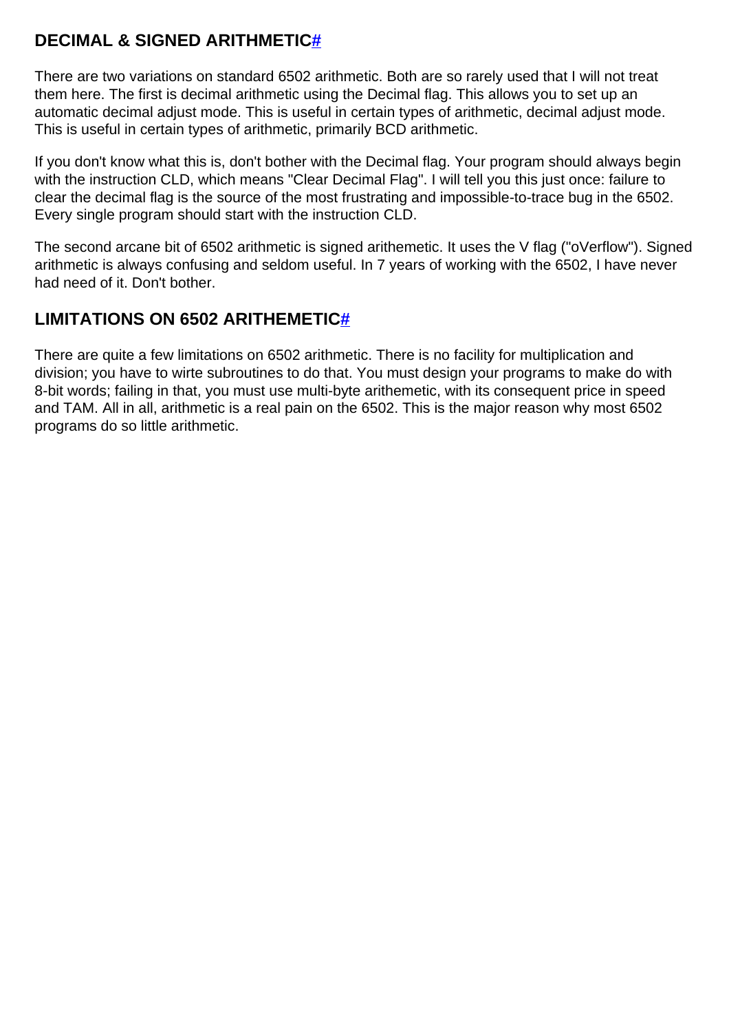## DECIMAL & SIGNED ARITHMETIC#

There are two variations on standard 6502 arithmetic. Both are so rarely used that I will not treat them here. The first is decimal arithmetic using the Decimal flag. This allows you to set up an automatic decimal adjust mode. This is useful in certain types of arithmetic, decimal adjust mode. This is useful in certain types of arithmetic, primarily BCD arithmetic.

If you don't know what this is, don't bother with the Decimal flag. Your program should always begin with the instruction CLD, which means "Clear Decimal Flag". I will tell you this just once: failure to clear the decimal flag is the source of the most frustrating and impossible-to-trace bug in the 6502. Every single program should start with the instruction CLD.

The second arcane bit of 6502 arithmetic is signed arithemetic. It uses the V flag ("oVerflow"). Signed arithmetic is always confusing and seldom useful. In 7 years of working with the 6502, I have never had need of it. Don't bother.

## LIMITATIONS ON 6502 ARITHEMETIC#

There are quite a few limitations on 6502 arithmetic. There is no facility for multiplication and division; you have to wirte subroutines to do that. You must design your programs to make do with 8-bit words; failing in that, you must use multi-byte arithemetic, with its consequent price in speed and TAM. All in all, arithmetic is a real pain on the 6502. This is the major reason why most 6502 programs do so little arithmetic.